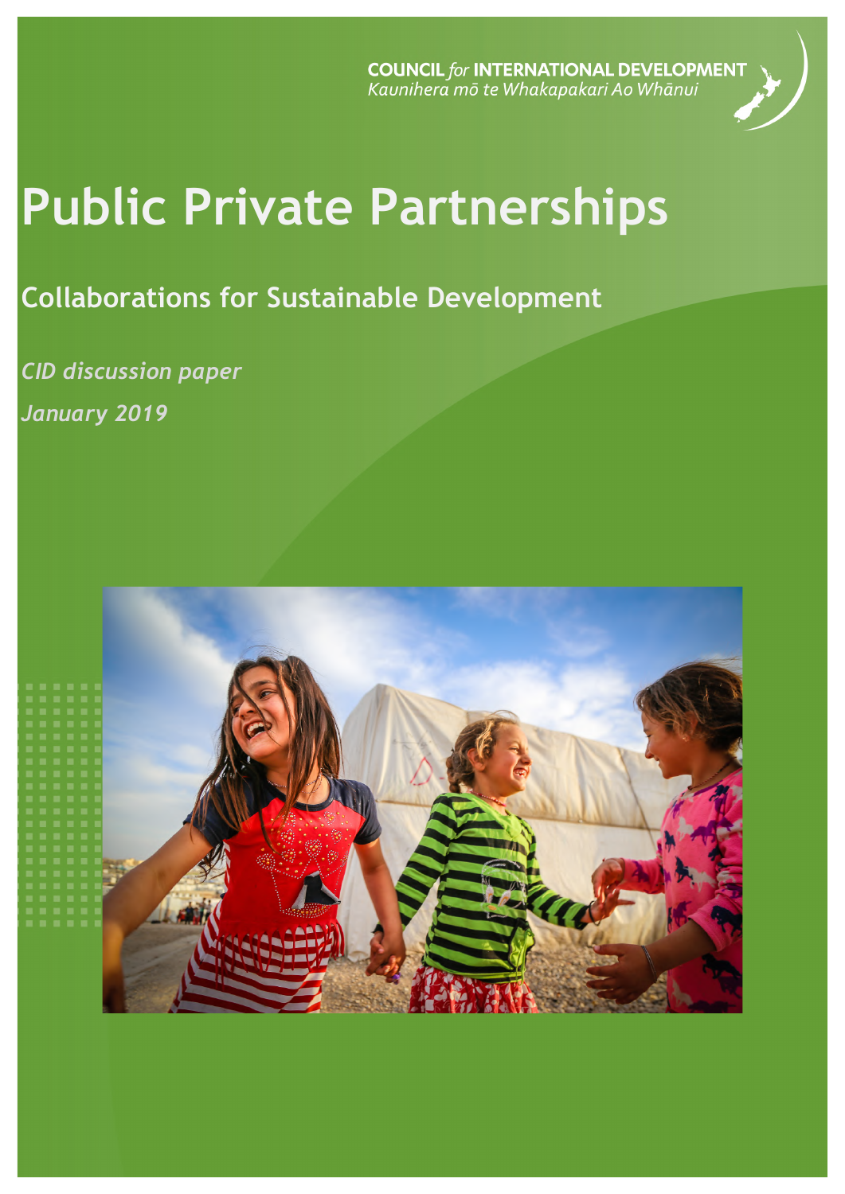COUNCIL *for* INTERNATIONAL DEVELOPMENT
*Kaunihera mō te Whakapakari Ao Whānui*

# Public Private Partnerships

## Collaborations for Sustainable Development

*CID discussion paper*

*January 2019*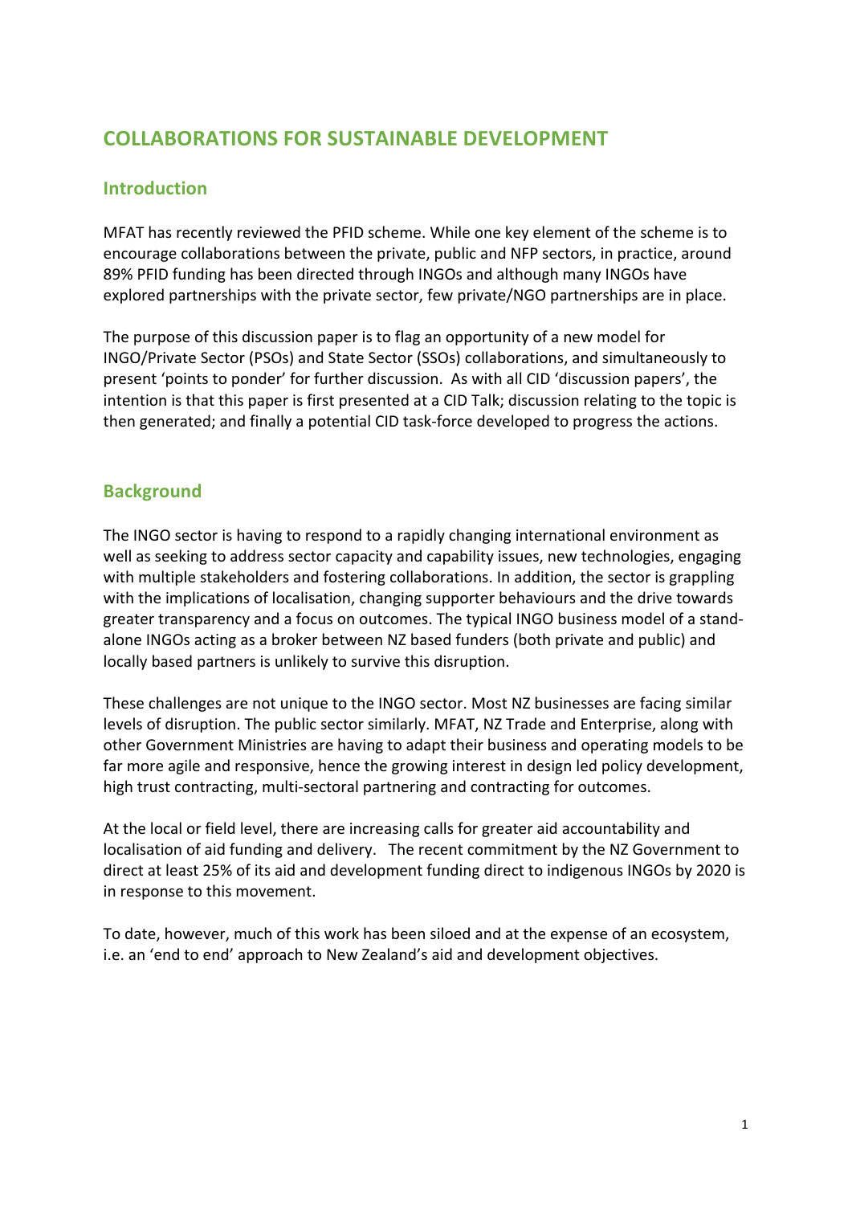# COLLABORATIONS FOR SUSTAINABLE DEVELOPMENT

## Introduction

MFAT has recently reviewed the PFID scheme. While one key element of the scheme is to encourage collaborations between the private, public and NFP sectors, in practice, around 89% PFID funding has been directed through INGOs and although many INGOs have explored partnerships with the private sector, few private/NGO partnerships are in place.

The purpose of this discussion paper is to flag an opportunity of a new model for INGO/Private Sector (PSOs) and State Sector (SSOs) collaborations, and simultaneously to present 'points to ponder' for further discussion. As with all CID 'discussion papers', the intention is that this paper is first presented at a CID Talk; discussion relating to the topic is then generated; and finally a potential CID task-force developed to progress the actions.

## Background

The INGO sector is having to respond to a rapidly changing international environment as well as seeking to address sector capacity and capability issues, new technologies, engaging with multiple stakeholders and fostering collaborations. In addition, the sector is grappling with the implications of localisation, changing supporter behaviours and the drive towards greater transparency and a focus on outcomes. The typical INGO business model of a stand-alone INGOs acting as a broker between NZ based funders (both private and public) and locally based partners is unlikely to survive this disruption.

These challenges are not unique to the INGO sector. Most NZ businesses are facing similar levels of disruption. The public sector similarly. MFAT, NZ Trade and Enterprise, along with other Government Ministries are having to adapt their business and operating models to be far more agile and responsive, hence the growing interest in design led policy development, high trust contracting, multi-sectoral partnering and contracting for outcomes.

At the local or field level, there are increasing calls for greater aid accountability and localisation of aid funding and delivery. The recent commitment by the NZ Government to direct at least 25% of its aid and development funding direct to indigenous INGOs by 2020 is in response to this movement.

To date, however, much of this work has been siloed and at the expense of an ecosystem, i.e. an 'end to end' approach to New Zealand's aid and development objectives.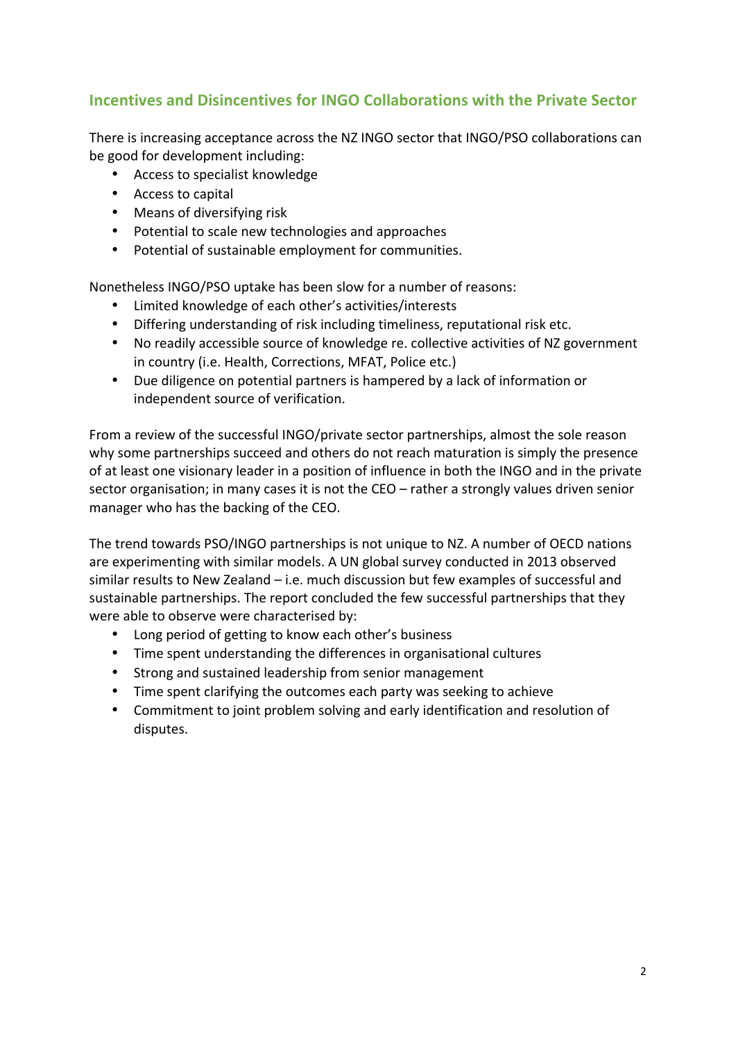## Incentives and Disincentives for INGO Collaborations with the Private Sector

There is increasing acceptance across the NZ INGO sector that INGO/PSO collaborations can be good for development including:

- Access to specialist knowledge
- Access to capital
- Means of diversifying risk
- Potential to scale new technologies and approaches
- Potential of sustainable employment for communities.

Nonetheless INGO/PSO uptake has been slow for a number of reasons:

- Limited knowledge of each other's activities/interests
- Differing understanding of risk including timeliness, reputational risk etc.
- No readily accessible source of knowledge re. collective activities of NZ government in country (i.e. Health, Corrections, MFAT, Police etc.)
- Due diligence on potential partners is hampered by a lack of information or independent source of verification.

From a review of the successful INGO/private sector partnerships, almost the sole reason why some partnerships succeed and others do not reach maturation is simply the presence of at least one visionary leader in a position of influence in both the INGO and in the private sector organisation; in many cases it is not the CEO – rather a strongly values driven senior manager who has the backing of the CEO.

The trend towards PSO/INGO partnerships is not unique to NZ. A number of OECD nations are experimenting with similar models. A UN global survey conducted in 2013 observed similar results to New Zealand – i.e. much discussion but few examples of successful and sustainable partnerships. The report concluded the few successful partnerships that they were able to observe were characterised by:

- Long period of getting to know each other's business
- Time spent understanding the differences in organisational cultures
- Strong and sustained leadership from senior management
- Time spent clarifying the outcomes each party was seeking to achieve
- Commitment to joint problem solving and early identification and resolution of disputes.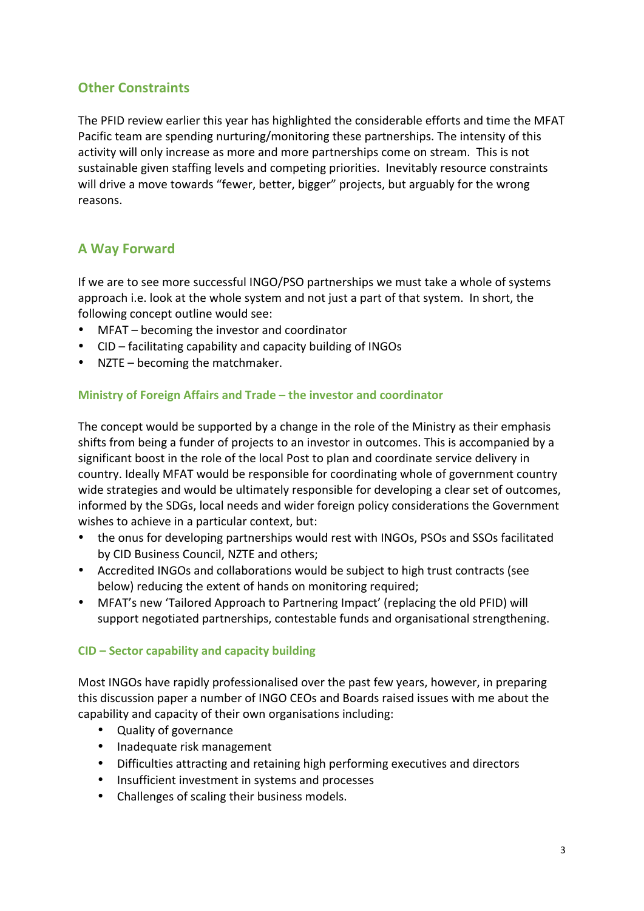## Other Constraints

The PFID review earlier this year has highlighted the considerable efforts and time the MFAT Pacific team are spending nurturing/monitoring these partnerships. The intensity of this activity will only increase as more and more partnerships come on stream. This is not sustainable given staffing levels and competing priorities. Inevitably resource constraints will drive a move towards "fewer, better, bigger" projects, but arguably for the wrong reasons.

## A Way Forward

If we are to see more successful INGO/PSO partnerships we must take a whole of systems approach i.e. look at the whole system and not just a part of that system. In short, the following concept outline would see:

- MFAT – becoming the investor and coordinator
- CID – facilitating capability and capacity building of INGOs
- NZTE – becoming the matchmaker.

### Ministry of Foreign Affairs and Trade – the investor and coordinator

The concept would be supported by a change in the role of the Ministry as their emphasis shifts from being a funder of projects to an investor in outcomes. This is accompanied by a significant boost in the role of the local Post to plan and coordinate service delivery in country. Ideally MFAT would be responsible for coordinating whole of government country wide strategies and would be ultimately responsible for developing a clear set of outcomes, informed by the SDGs, local needs and wider foreign policy considerations the Government wishes to achieve in a particular context, but:

- the onus for developing partnerships would rest with INGOs, PSOs and SSOs facilitated by CID Business Council, NZTE and others;
- Accredited INGOs and collaborations would be subject to high trust contracts (see below) reducing the extent of hands on monitoring required;
- MFAT's new 'Tailored Approach to Partnering Impact' (replacing the old PFID) will support negotiated partnerships, contestable funds and organisational strengthening.

### CID – Sector capability and capacity building

Most INGOs have rapidly professionalised over the past few years, however, in preparing this discussion paper a number of INGO CEOs and Boards raised issues with me about the capability and capacity of their own organisations including:

- Quality of governance
- Inadequate risk management
- Difficulties attracting and retaining high performing executives and directors
- Insufficient investment in systems and processes
- Challenges of scaling their business models.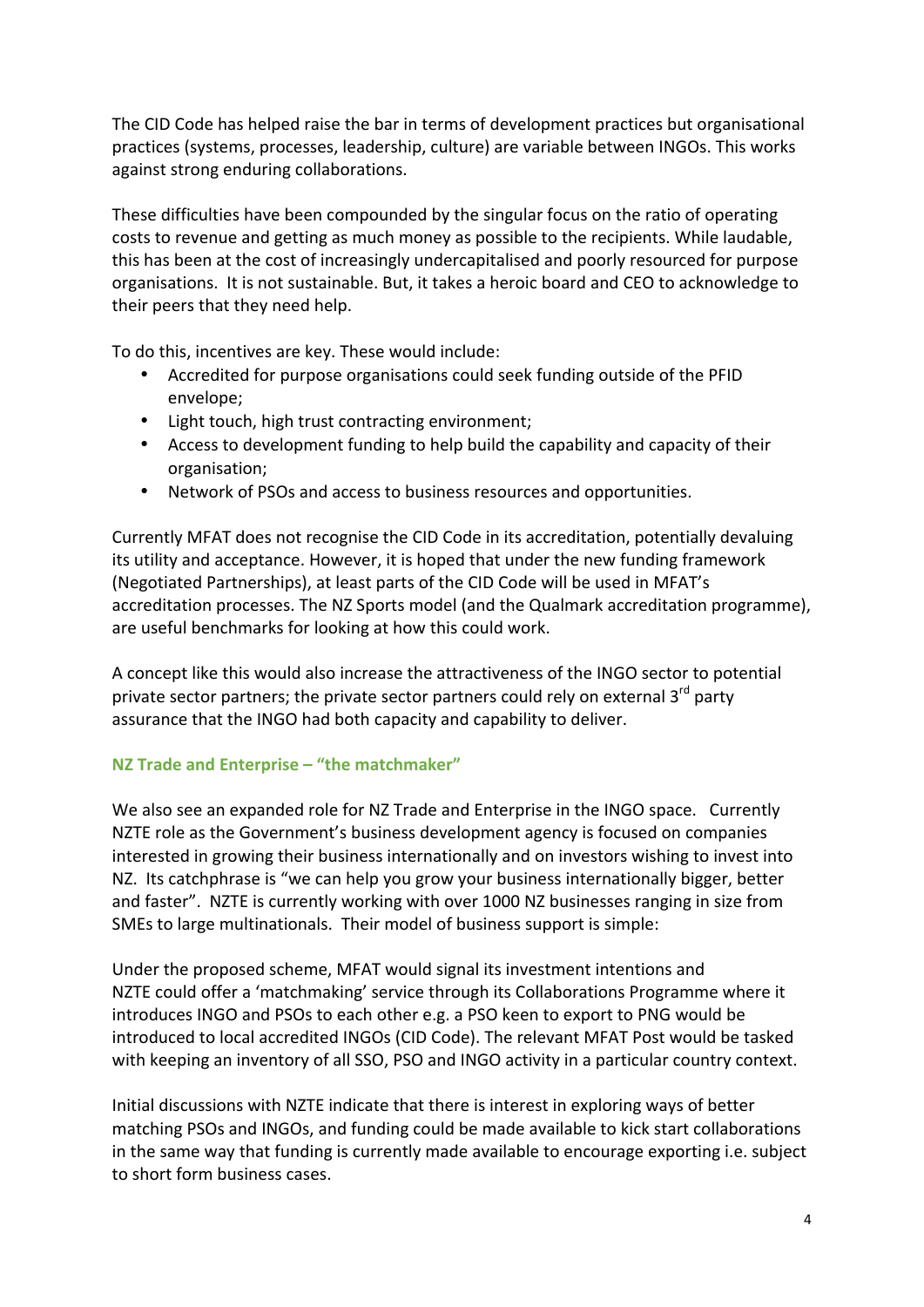The CID Code has helped raise the bar in terms of development practices but organisational practices (systems, processes, leadership, culture) are variable between INGOs. This works against strong enduring collaborations.

These difficulties have been compounded by the singular focus on the ratio of operating costs to revenue and getting as much money as possible to the recipients. While laudable, this has been at the cost of increasingly undercapitalised and poorly resourced for purpose organisations. It is not sustainable. But, it takes a heroic board and CEO to acknowledge to their peers that they need help.

To do this, incentives are key. These would include:

- Accredited for purpose organisations could seek funding outside of the PFID envelope;
- Light touch, high trust contracting environment;
- Access to development funding to help build the capability and capacity of their organisation;
- Network of PSOs and access to business resources and opportunities.

Currently MFAT does not recognise the CID Code in its accreditation, potentially devaluing its utility and acceptance. However, it is hoped that under the new funding framework (Negotiated Partnerships), at least parts of the CID Code will be used in MFAT's accreditation processes. The NZ Sports model (and the Qualmark accreditation programme), are useful benchmarks for looking at how this could work.

A concept like this would also increase the attractiveness of the INGO sector to potential private sector partners; the private sector partners could rely on external 3rd party assurance that the INGO had both capacity and capability to deliver.

### NZ Trade and Enterprise – "the matchmaker"

We also see an expanded role for NZ Trade and Enterprise in the INGO space. Currently NZTE role as the Government's business development agency is focused on companies interested in growing their business internationally and on investors wishing to invest into NZ. Its catchphrase is "we can help you grow your business internationally bigger, better and faster". NZTE is currently working with over 1000 NZ businesses ranging in size from SMEs to large multinationals. Their model of business support is simple:

Under the proposed scheme, MFAT would signal its investment intentions and NZTE could offer a 'matchmaking' service through its Collaborations Programme where it introduces INGO and PSOs to each other e.g. a PSO keen to export to PNG would be introduced to local accredited INGOs (CID Code). The relevant MFAT Post would be tasked with keeping an inventory of all SSO, PSO and INGO activity in a particular country context.

Initial discussions with NZTE indicate that there is interest in exploring ways of better matching PSOs and INGOs, and funding could be made available to kick start collaborations in the same way that funding is currently made available to encourage exporting i.e. subject to short form business cases.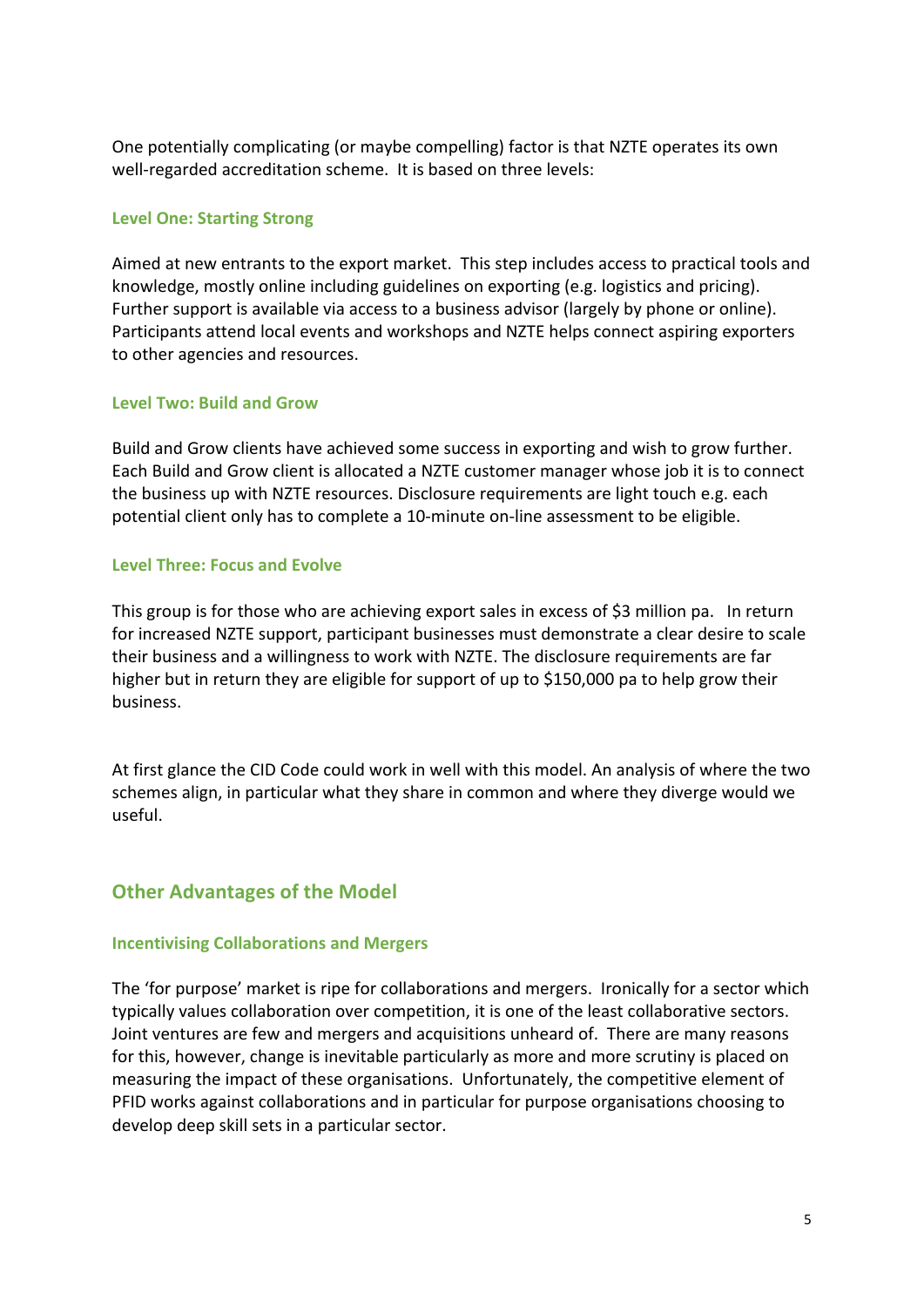One potentially complicating (or maybe compelling) factor is that NZTE operates its own well-regarded accreditation scheme. It is based on three levels:

### Level One: Starting Strong

Aimed at new entrants to the export market. This step includes access to practical tools and knowledge, mostly online including guidelines on exporting (e.g. logistics and pricing). Further support is available via access to a business advisor (largely by phone or online). Participants attend local events and workshops and NZTE helps connect aspiring exporters to other agencies and resources.

### Level Two: Build and Grow

Build and Grow clients have achieved some success in exporting and wish to grow further. Each Build and Grow client is allocated a NZTE customer manager whose job it is to connect the business up with NZTE resources. Disclosure requirements are light touch e.g. each potential client only has to complete a 10-minute on-line assessment to be eligible.

### Level Three: Focus and Evolve

This group is for those who are achieving export sales in excess of $3 million pa. In return for increased NZTE support, participant businesses must demonstrate a clear desire to scale their business and a willingness to work with NZTE. The disclosure requirements are far higher but in return they are eligible for support of up to $150,000 pa to help grow their business.

At first glance the CID Code could work in well with this model. An analysis of where the two schemes align, in particular what they share in common and where they diverge would we useful.

## Other Advantages of the Model

### Incentivising Collaborations and Mergers

The 'for purpose' market is ripe for collaborations and mergers. Ironically for a sector which typically values collaboration over competition, it is one of the least collaborative sectors. Joint ventures are few and mergers and acquisitions unheard of. There are many reasons for this, however, change is inevitable particularly as more and more scrutiny is placed on measuring the impact of these organisations. Unfortunately, the competitive element of PFID works against collaborations and in particular for purpose organisations choosing to develop deep skill sets in a particular sector.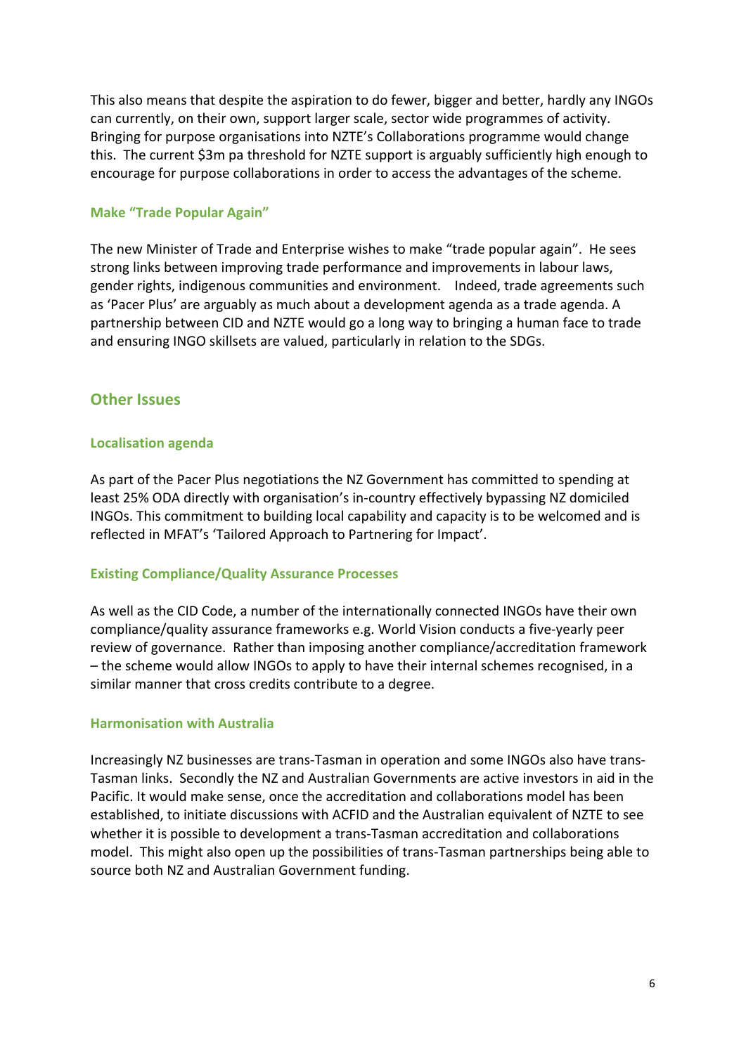This also means that despite the aspiration to do fewer, bigger and better, hardly any INGOs can currently, on their own, support larger scale, sector wide programmes of activity. Bringing for purpose organisations into NZTE's Collaborations programme would change this. The current $3m pa threshold for NZTE support is arguably sufficiently high enough to encourage for purpose collaborations in order to access the advantages of the scheme.

### Make "Trade Popular Again"

The new Minister of Trade and Enterprise wishes to make "trade popular again". He sees strong links between improving trade performance and improvements in labour laws, gender rights, indigenous communities and environment. Indeed, trade agreements such as 'Pacer Plus' are arguably as much about a development agenda as a trade agenda. A partnership between CID and NZTE would go a long way to bringing a human face to trade and ensuring INGO skillsets are valued, particularly in relation to the SDGs.

## Other Issues

### Localisation agenda

As part of the Pacer Plus negotiations the NZ Government has committed to spending at least 25% ODA directly with organisation's in-country effectively bypassing NZ domiciled INGOs. This commitment to building local capability and capacity is to be welcomed and is reflected in MFAT's 'Tailored Approach to Partnering for Impact'.

### Existing Compliance/Quality Assurance Processes

As well as the CID Code, a number of the internationally connected INGOs have their own compliance/quality assurance frameworks e.g. World Vision conducts a five-yearly peer review of governance. Rather than imposing another compliance/accreditation framework – the scheme would allow INGOs to apply to have their internal schemes recognised, in a similar manner that cross credits contribute to a degree.

### Harmonisation with Australia

Increasingly NZ businesses are trans-Tasman in operation and some INGOs also have trans-Tasman links. Secondly the NZ and Australian Governments are active investors in aid in the Pacific. It would make sense, once the accreditation and collaborations model has been established, to initiate discussions with ACFID and the Australian equivalent of NZTE to see whether it is possible to development a trans-Tasman accreditation and collaborations model. This might also open up the possibilities of trans-Tasman partnerships being able to source both NZ and Australian Government funding.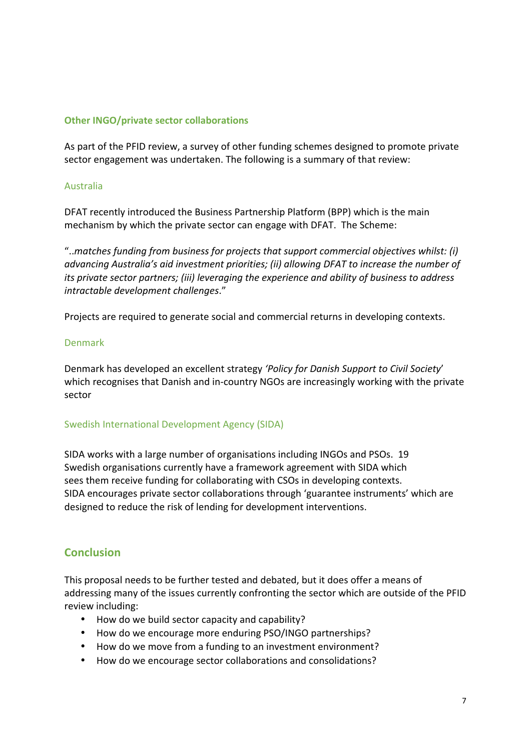### Other INGO/private sector collaborations

As part of the PFID review, a survey of other funding schemes designed to promote private sector engagement was undertaken. The following is a summary of that review:

#### Australia

DFAT recently introduced the Business Partnership Platform (BPP) which is the main mechanism by which the private sector can engage with DFAT. The Scheme:

"..*matches funding from business for projects that support commercial objectives whilst: (i) advancing Australia's aid investment priorities; (ii) allowing DFAT to increase the number of its private sector partners; (iii) leveraging the experience and ability of business to address intractable development challenges*."

Projects are required to generate social and commercial returns in developing contexts.

#### Denmark

Denmark has developed an excellent strategy *'Policy for Danish Support to Civil Society'* which recognises that Danish and in-country NGOs are increasingly working with the private sector

#### Swedish International Development Agency (SIDA)

SIDA works with a large number of organisations including INGOs and PSOs. 19 Swedish organisations currently have a framework agreement with SIDA which sees them receive funding for collaborating with CSOs in developing contexts. SIDA encourages private sector collaborations through 'guarantee instruments' which are designed to reduce the risk of lending for development interventions.

## Conclusion

This proposal needs to be further tested and debated, but it does offer a means of addressing many of the issues currently confronting the sector which are outside of the PFID review including:

- How do we build sector capacity and capability?
- How do we encourage more enduring PSO/INGO partnerships?
- How do we move from a funding to an investment environment?
- How do we encourage sector collaborations and consolidations?